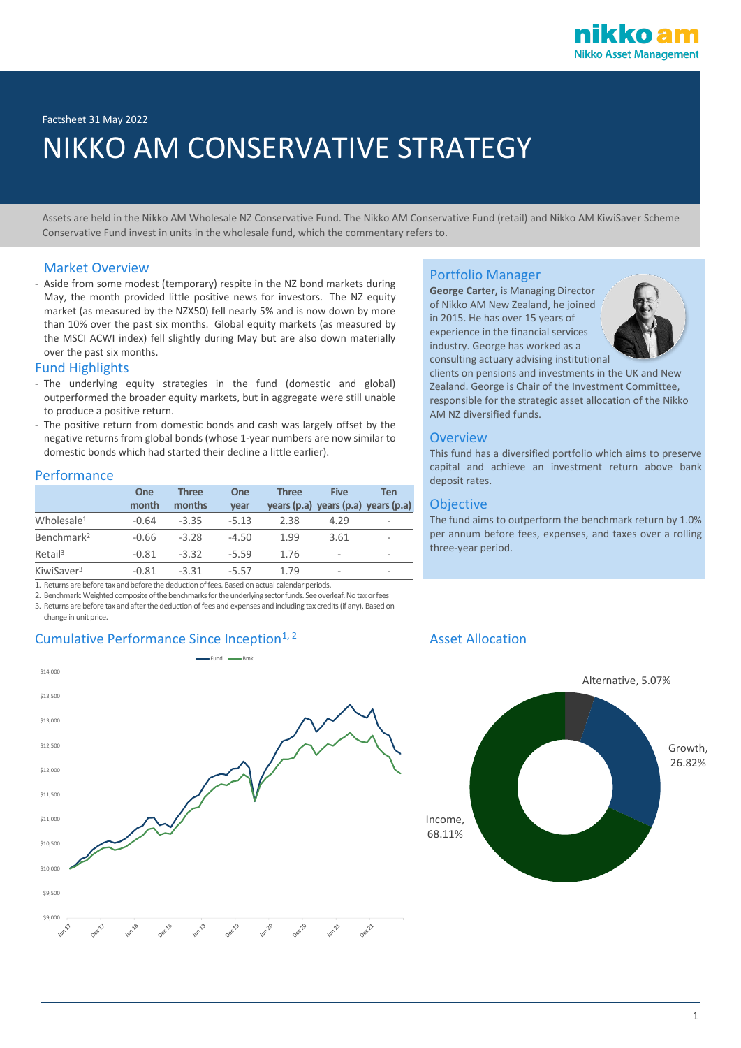Factsheet 31 May 2022

# NIKKO AM CONSERVATIVE STRATEGY

Assets are held in the Nikko AM Wholesale NZ Conservative Fund. The Nikko AM Conservative Fund (retail) and Nikko AM KiwiSaver Scheme Conservative Fund invest in units in the wholesale fund, which the commentary refers to.

## Market Overview

- Aside from some modest (temporary) respite in the NZ bond markets during May, the month provided little positive news for investors. The NZ equity market (as measured by the NZX50) fell nearly 5% and is now down by more than 10% over the past six months. Global equity markets (as measured by the MSCI ACWI index) fell slightly during May but are also down materially over the past six months.

## Fund Highlights

- The underlying equity strategies in the fund (domestic and global) outperformed the broader equity markets, but in aggregate were still unable to produce a positive return.
- The positive return from domestic bonds and cash was largely offset by the negative returns from global bonds (whose 1-year numbers are now similar to domestic bonds which had started their decline a little earlier).

## Performance

| | One month | Three months | One year | Three years (p.a) | Five years (p.a) | Ten years (p.a) |
|---|---|---|---|---|---|---|
| Wholesale[1] | -0.64 | -3.35 | -5.13 | 2.38 | 4.29 | - |
| Benchmark[2] | -0.66 | -3.28 | -4.50 | 1.99 | 3.61 | - |
| Retail[3] | -0.81 | -3.32 | -5.59 | 1.76 | - | - |
| KiwiSaver[3] | -0.81 | -3.31 | -5.57 | 1.79 | - | - |

1. Returns are before tax and before the deduction of fees. Based on actual calendar periods.
2. Benchmark: Weighted composite of the benchmarks for the underlying sector funds. See overleaf. No tax or fees
3. Returns are before tax and after the deduction of fees and expenses and including tax credits (if any). Based on change in unit price.

## Cumulative Performance Since Inception[1, 2]

## Portfolio Manager

**George Carter,** is Managing Director of Nikko AM New Zealand, he joined in 2015. He has over 15 years of experience in the financial services industry. George has worked as a consulting actuary advising institutional clients on pensions and investments in the UK and New Zealand. George is Chair of the Investment Committee, responsible for the strategic asset allocation of the Nikko AM NZ diversified funds.

## Overview

This fund has a diversified portfolio which aims to preserve capital and achieve an investment return above bank deposit rates.

## Objective

The fund aims to outperform the benchmark return by 1.0% per annum before fees, expenses, and taxes over a rolling three-year period.

## Asset Allocation

Alternative, 5.07%

Growth, 26.82%

Income, 68.11%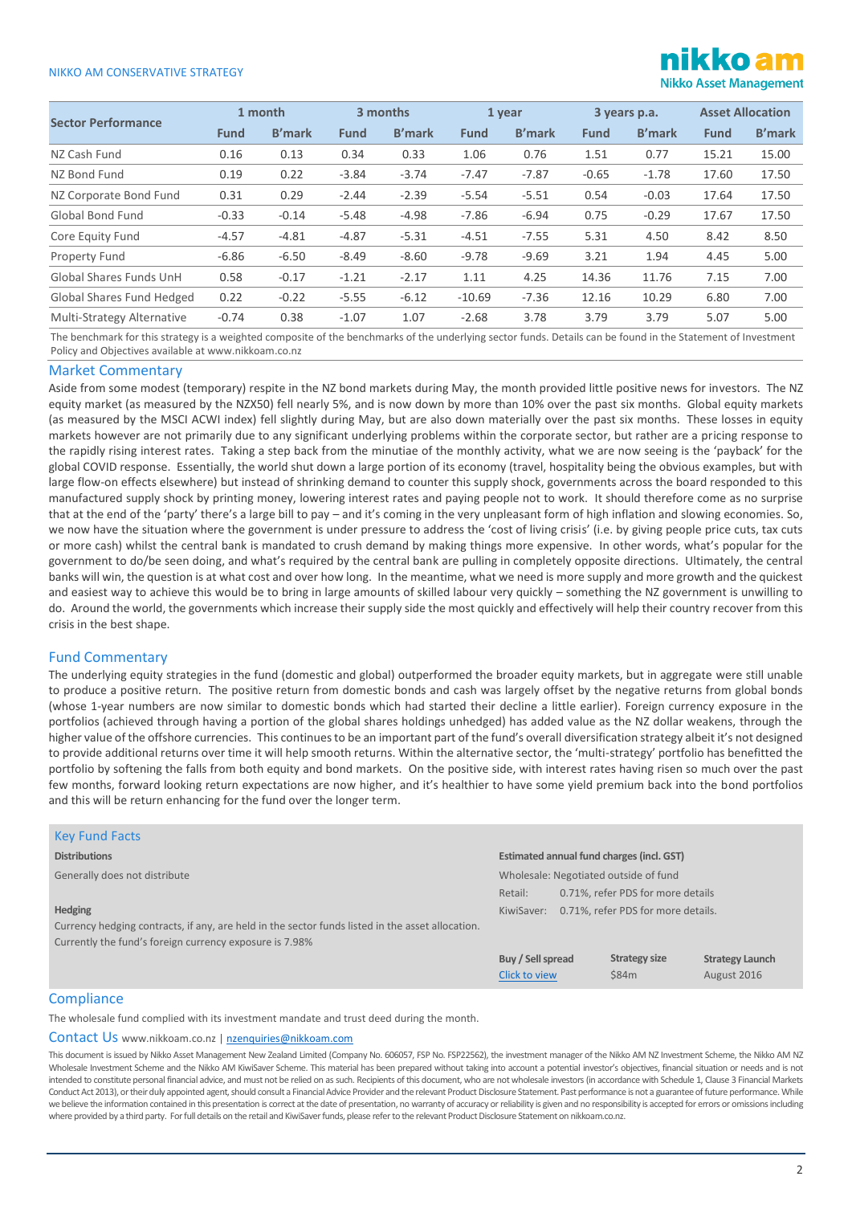NIKKO AM CONSERVATIVE STRATEGY

| Sector Performance | 1 month | | 3 months | | 1 year | | 3 years p.a. | | Asset Allocation | |
|---|---|---|---|---|---|---|---|---|---|---|
| | Fund | B'mark | Fund | B'mark | Fund | B'mark | Fund | B'mark | Fund | B'mark |
| NZ Cash Fund | 0.16 | 0.13 | 0.34 | 0.33 | 1.06 | 0.76 | 1.51 | 0.77 | 15.21 | 15.00 |
| NZ Bond Fund | 0.19 | 0.22 | -3.84 | -3.74 | -7.47 | -7.87 | -0.65 | -1.78 | 17.60 | 17.50 |
| NZ Corporate Bond Fund | 0.31 | 0.29 | -2.44 | -2.39 | -5.54 | -5.51 | 0.54 | -0.03 | 17.64 | 17.50 |
| Global Bond Fund | -0.33 | -0.14 | -5.48 | -4.98 | -7.86 | -6.94 | 0.75 | -0.29 | 17.67 | 17.50 |
| Core Equity Fund | -4.57 | -4.81 | -4.87 | -5.31 | -4.51 | -7.55 | 5.31 | 4.50 | 8.42 | 8.50 |
| Property Fund | -6.86 | -6.50 | -8.49 | -8.60 | -9.78 | -9.69 | 3.21 | 1.94 | 4.45 | 5.00 |
| Global Shares Funds UnH | 0.58 | -0.17 | -1.21 | -2.17 | 1.11 | 4.25 | 14.36 | 11.76 | 7.15 | 7.00 |
| Global Shares Fund Hedged | 0.22 | -0.22 | -5.55 | -6.12 | -10.69 | -7.36 | 12.16 | 10.29 | 6.80 | 7.00 |
| Multi-Strategy Alternative | -0.74 | 0.38 | -1.07 | 1.07 | -2.68 | 3.78 | 3.79 | 3.79 | 5.07 | 5.00 |

The benchmark for this strategy is a weighted composite of the benchmarks of the underlying sector funds. Details can be found in the Statement of Investment Policy and Objectives available at www.nikkoam.co.nz

## Market Commentary

Aside from some modest (temporary) respite in the NZ bond markets during May, the month provided little positive news for investors. The NZ equity market (as measured by the NZX50) fell nearly 5%, and is now down by more than 10% over the past six months. Global equity markets (as measured by the MSCI ACWI index) fell slightly during May, but are also down materially over the past six months. These losses in equity markets however are not primarily due to any significant underlying problems within the corporate sector, but rather are a pricing response to the rapidly rising interest rates. Taking a step back from the minutiae of the monthly activity, what we are now seeing is the 'payback' for the global COVID response. Essentially, the world shut down a large portion of its economy (travel, hospitality being the obvious examples, but with large flow-on effects elsewhere) but instead of shrinking demand to counter this supply shock, governments across the board responded to this manufactured supply shock by printing money, lowering interest rates and paying people not to work. It should therefore come as no surprise that at the end of the 'party' there's a large bill to pay – and it's coming in the very unpleasant form of high inflation and slowing economies. So, we now have the situation where the government is under pressure to address the 'cost of living crisis' (i.e. by giving people price cuts, tax cuts or more cash) whilst the central bank is mandated to crush demand by making things more expensive. In other words, what's popular for the government to do/be seen doing, and what's required by the central bank are pulling in completely opposite directions. Ultimately, the central banks will win, the question is at what cost and over how long. In the meantime, what we need is more supply and more growth and the quickest and easiest way to achieve this would be to bring in large amounts of skilled labour very quickly – something the NZ government is unwilling to do. Around the world, the governments which increase their supply side the most quickly and effectively will help their country recover from this crisis in the best shape.

## Fund Commentary

The underlying equity strategies in the fund (domestic and global) outperformed the broader equity markets, but in aggregate were still unable to produce a positive return. The positive return from domestic bonds and cash was largely offset by the negative returns from global bonds (whose 1-year numbers are now similar to domestic bonds which had started their decline a little earlier). Foreign currency exposure in the portfolios (achieved through having a portion of the global shares holdings unhedged) has added value as the NZ dollar weakens, through the higher value of the offshore currencies. This continues to be an important part of the fund's overall diversification strategy albeit it's not designed to provide additional returns over time it will help smooth returns. Within the alternative sector, the 'multi-strategy' portfolio has benefitted the portfolio by softening the falls from both equity and bond markets. On the positive side, with interest rates having risen so much over the past few months, forward looking return expectations are now higher, and it's healthier to have some yield premium back into the bond portfolios and this will be return enhancing for the fund over the longer term.

## Key Fund Facts

**Distributions**

Generally does not distribute

**Hedging**

Currency hedging contracts, if any, are held in the sector funds listed in the asset allocation. Currently the fund's foreign currency exposure is 7.98%

**Estimated annual fund charges (incl. GST)**

Wholesale: Negotiated outside of fund

Retail: 0.71%, refer PDS for more details

KiwiSaver: 0.71%, refer PDS for more details.

| Buy / Sell spread | Strategy size | Strategy Launch |
|---|---|---|
| Click to view | $84m | August 2016 |

## Compliance

The wholesale fund complied with its investment mandate and trust deed during the month.

## Contact Us

www.nikkoam.co.nz | nzenquiries@nikkoam.com

This document is issued by Nikko Asset Management New Zealand Limited (Company No. 606057, FSP No. FSP22562), the investment manager of the Nikko AM NZ Investment Scheme, the Nikko AM NZ Wholesale Investment Scheme and the Nikko AM KiwiSaver Scheme. This material has been prepared without taking into account a potential investor's objectives, financial situation or needs and is not intended to constitute personal financial advice, and must not be relied on as such. Recipients of this document, who are not wholesale investors (in accordance with Schedule 1, Clause 3 Financial Markets Conduct Act 2013), or their duly appointed agent, should consult a Financial Advice Provider and the relevant Product Disclosure Statement. Past performance is not a guarantee of future performance. While we believe the information contained in this presentation is correct at the date of presentation, no warranty of accuracy or reliability is given and no responsibility is accepted for errors or omissions including where provided by a third party. For full details on the retail and KiwiSaver funds, please refer to the relevant Product Disclosure Statement on nikkoam.co.nz.